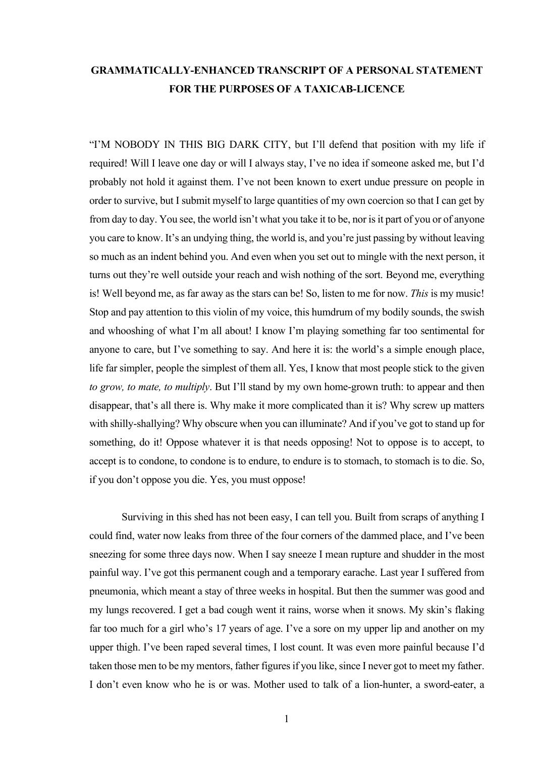**GRAMMATICALLY-ENHANCED TRANSCRIPT OF A PERSONAL STATEMENT FOR THE PURPOSES OF A TAXICAB-LICENCE**

"I'M NOBODY IN THIS BIG DARK CITY, but I'll defend that position with my life if required! Will I leave one day or will I always stay, I've no idea if someone asked me, but I'd probably not hold it against them. I've not been known to exert undue pressure on people in order to survive, but I submit myself to large quantities of my own coercion so that I can get by from day to day. You see, the world isn't what you take it to be, nor is it part of you or of anyone you care to know. It's an undying thing, the world is, and you're just passing by without leaving so much as an indent behind you. And even when you set out to mingle with the next person, it turns out they're well outside your reach and wish nothing of the sort. Beyond me, everything is! Well beyond me, as far away as the stars can be! So, listen to me for now. *This* is my music! Stop and pay attention to this violin of my voice, this humdrum of my bodily sounds, the swish and whooshing of what I'm all about! I know I'm playing something far too sentimental for anyone to care, but I've something to say. And here it is: the world's a simple enough place, life far simpler, people the simplest of them all. Yes, I know that most people stick to the given *to grow, to mate, to multiply*. But I'll stand by my own home-grown truth: to appear and then disappear, that's all there is. Why make it more complicated than it is? Why screw up matters with shilly-shallying? Why obscure when you can illuminate? And if you've got to stand up for something, do it! Oppose whatever it is that needs opposing! Not to oppose is to accept, to accept is to condone, to condone is to endure, to endure is to stomach, to stomach is to die. So, if you don't oppose you die. Yes, you must oppose!

Surviving in this shed has not been easy, I can tell you. Built from scraps of anything I could find, water now leaks from three of the four corners of the dammed place, and I've been sneezing for some three days now. When I say sneeze I mean rupture and shudder in the most painful way. I've got this permanent cough and a temporary earache. Last year I suffered from pneumonia, which meant a stay of three weeks in hospital. But then the summer was good and my lungs recovered. I get a bad cough went it rains, worse when it snows. My skin's flaking far too much for a girl who's 17 years of age. I've a sore on my upper lip and another on my upper thigh. I've been raped several times, I lost count. It was even more painful because I'd taken those men to be my mentors, father figures if you like, since I never got to meet my father. I don't even know who he is or was. Mother used to talk of a lion-hunter, a sword-eater, a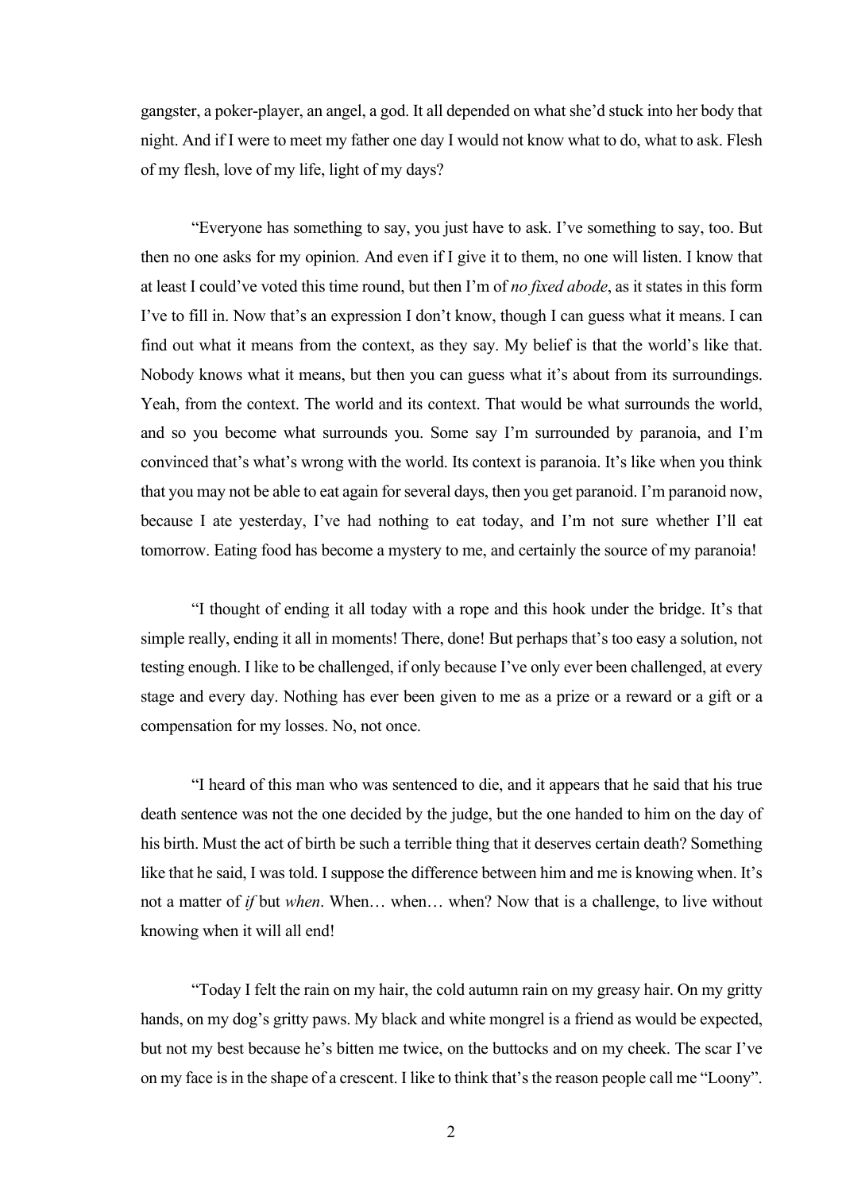gangster, a poker-player, an angel, a god. It all depended on what she'd stuck into her body that night. And if I were to meet my father one day I would not know what to do, what to ask. Flesh of my flesh, love of my life, light of my days?

"Everyone has something to say, you just have to ask. I've something to say, too. But then no one asks for my opinion. And even if I give it to them, no one will listen. I know that at least I could've voted this time round, but then I'm of *no fixed abode*, as it states in this form I've to fill in. Now that's an expression I don't know, though I can guess what it means. I can find out what it means from the context, as they say. My belief is that the world's like that. Nobody knows what it means, but then you can guess what it's about from its surroundings. Yeah, from the context. The world and its context. That would be what surrounds the world, and so you become what surrounds you. Some say I'm surrounded by paranoia, and I'm convinced that's what's wrong with the world. Its context is paranoia. It's like when you think that you may not be able to eat again for several days, then you get paranoid. I'm paranoid now, because I ate yesterday, I've had nothing to eat today, and I'm not sure whether I'll eat tomorrow. Eating food has become a mystery to me, and certainly the source of my paranoia!

"I thought of ending it all today with a rope and this hook under the bridge. It's that simple really, ending it all in moments! There, done! But perhaps that's too easy a solution, not testing enough. I like to be challenged, if only because I've only ever been challenged, at every stage and every day. Nothing has ever been given to me as a prize or a reward or a gift or a compensation for my losses. No, not once.

"I heard of this man who was sentenced to die, and it appears that he said that his true death sentence was not the one decided by the judge, but the one handed to him on the day of his birth. Must the act of birth be such a terrible thing that it deserves certain death? Something like that he said, I was told. I suppose the difference between him and me is knowing when. It's not a matter of *if* but *when*. When… when… when? Now that is a challenge, to live without knowing when it will all end!

"Today I felt the rain on my hair, the cold autumn rain on my greasy hair. On my gritty hands, on my dog's gritty paws. My black and white mongrel is a friend as would be expected, but not my best because he's bitten me twice, on the buttocks and on my cheek. The scar I've on my face is in the shape of a crescent. I like to think that's the reason people call me "Loony".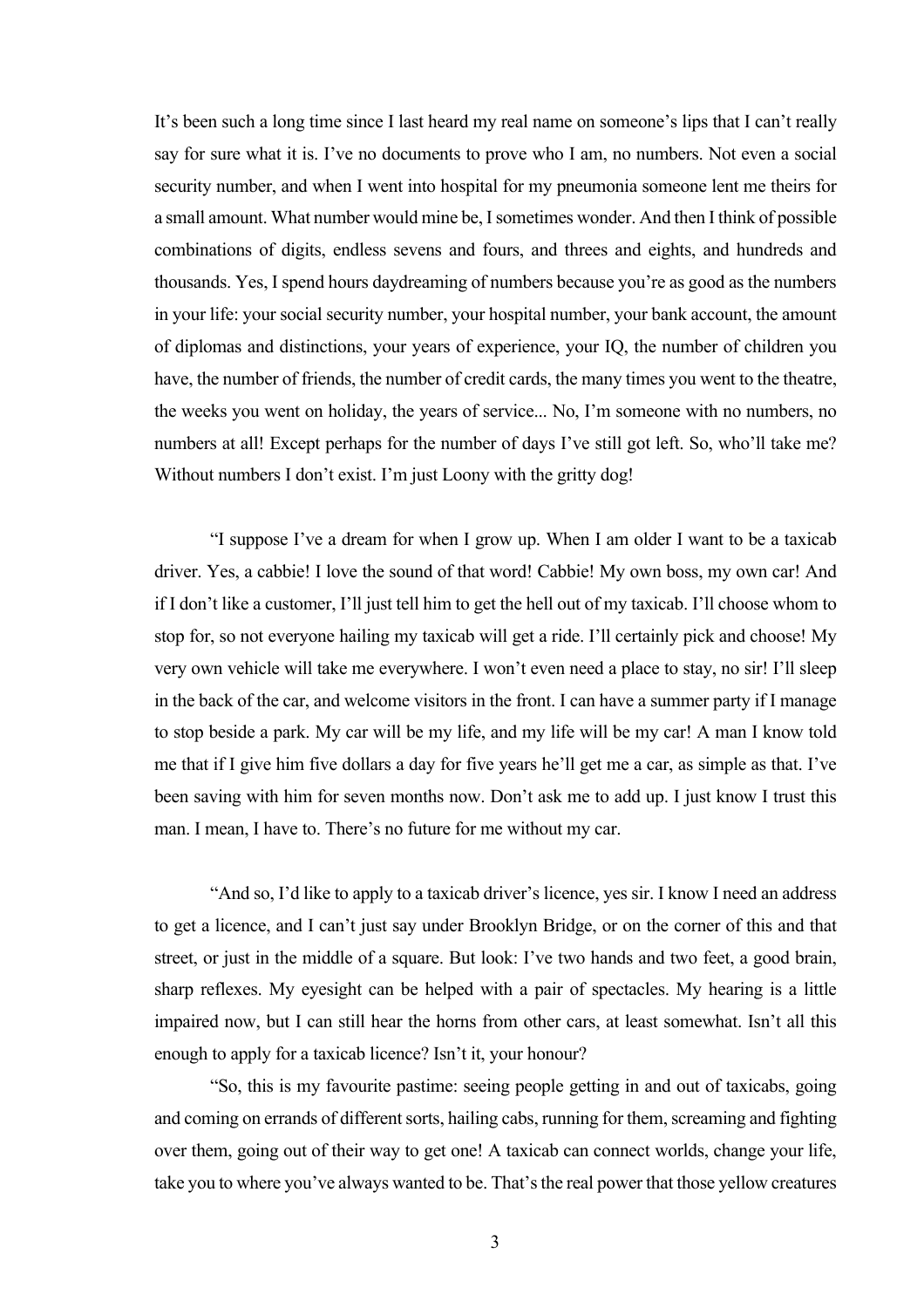It's been such a long time since I last heard my real name on someone's lips that I can't really say for sure what it is. I've no documents to prove who I am, no numbers. Not even a social security number, and when I went into hospital for my pneumonia someone lent me theirs for a small amount. What number would mine be, I sometimes wonder. And then I think of possible combinations of digits, endless sevens and fours, and threes and eights, and hundreds and thousands. Yes, I spend hours daydreaming of numbers because you're as good as the numbers in your life: your social security number, your hospital number, your bank account, the amount of diplomas and distinctions, your years of experience, your IQ, the number of children you have, the number of friends, the number of credit cards, the many times you went to the theatre, the weeks you went on holiday, the years of service... No, I'm someone with no numbers, no numbers at all! Except perhaps for the number of days I've still got left. So, who'll take me? Without numbers I don't exist. I'm just Loony with the gritty dog!

"I suppose I've a dream for when I grow up. When I am older I want to be a taxicab driver. Yes, a cabbie! I love the sound of that word! Cabbie! My own boss, my own car! And if I don't like a customer, I'll just tell him to get the hell out of my taxicab. I'll choose whom to stop for, so not everyone hailing my taxicab will get a ride. I'll certainly pick and choose! My very own vehicle will take me everywhere. I won't even need a place to stay, no sir! I'll sleep in the back of the car, and welcome visitors in the front. I can have a summer party if I manage to stop beside a park. My car will be my life, and my life will be my car! A man I know told me that if I give him five dollars a day for five years he'll get me a car, as simple as that. I've been saving with him for seven months now. Don't ask me to add up. I just know I trust this man. I mean, I have to. There's no future for me without my car.

"And so, I'd like to apply to a taxicab driver's licence, yes sir. I know I need an address to get a licence, and I can't just say under Brooklyn Bridge, or on the corner of this and that street, or just in the middle of a square. But look: I've two hands and two feet, a good brain, sharp reflexes. My eyesight can be helped with a pair of spectacles. My hearing is a little impaired now, but I can still hear the horns from other cars, at least somewhat. Isn't all this enough to apply for a taxicab licence? Isn't it, your honour?

"So, this is my favourite pastime: seeing people getting in and out of taxicabs, going and coming on errands of different sorts, hailing cabs, running for them, screaming and fighting over them, going out of their way to get one! A taxicab can connect worlds, change your life, take you to where you've always wanted to be. That's the real power that those yellow creatures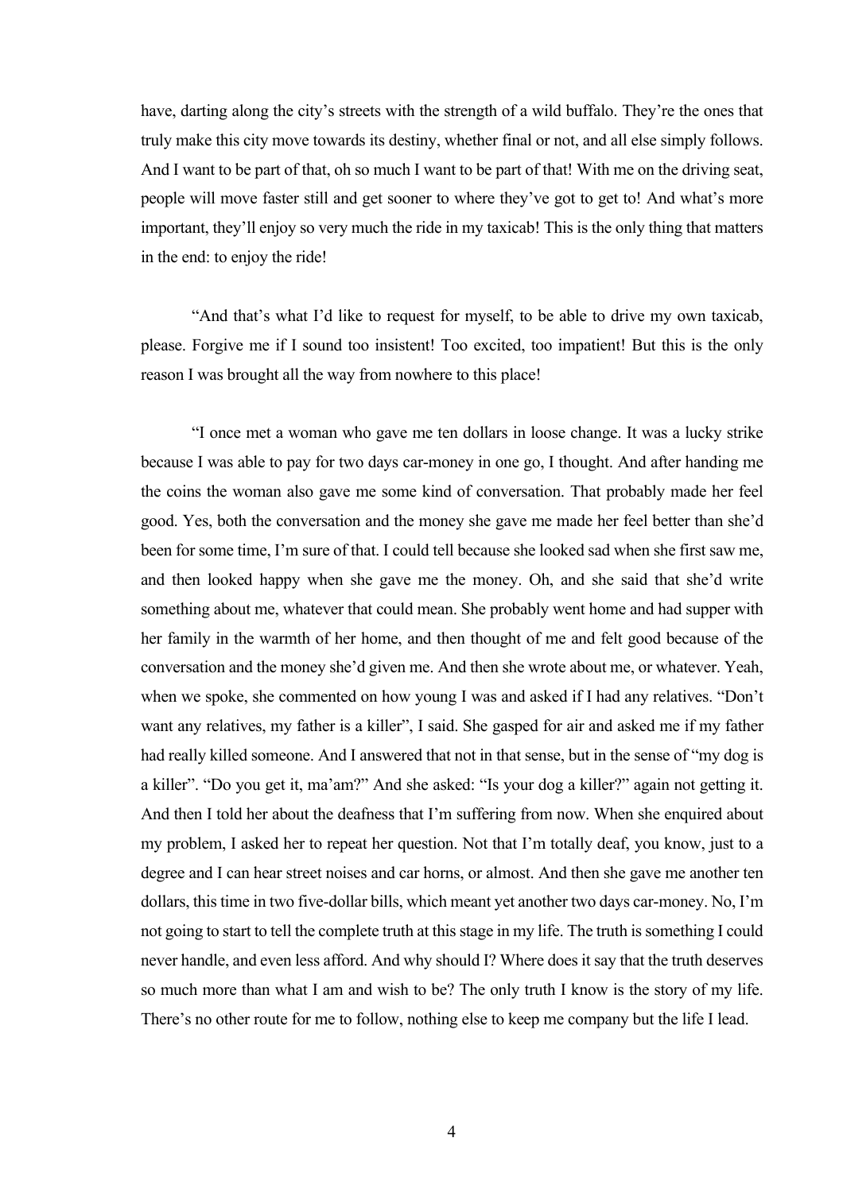have, darting along the city's streets with the strength of a wild buffalo. They're the ones that truly make this city move towards its destiny, whether final or not, and all else simply follows. And I want to be part of that, oh so much I want to be part of that! With me on the driving seat, people will move faster still and get sooner to where they've got to get to! And what's more important, they'll enjoy so very much the ride in my taxicab! This is the only thing that matters in the end: to enjoy the ride!

"And that's what I'd like to request for myself, to be able to drive my own taxicab, please. Forgive me if I sound too insistent! Too excited, too impatient! But this is the only reason I was brought all the way from nowhere to this place!

"I once met a woman who gave me ten dollars in loose change. It was a lucky strike because I was able to pay for two days car-money in one go, I thought. And after handing me the coins the woman also gave me some kind of conversation. That probably made her feel good. Yes, both the conversation and the money she gave me made her feel better than she'd been for some time, I'm sure of that. I could tell because she looked sad when she first saw me, and then looked happy when she gave me the money. Oh, and she said that she'd write something about me, whatever that could mean. She probably went home and had supper with her family in the warmth of her home, and then thought of me and felt good because of the conversation and the money she'd given me. And then she wrote about me, or whatever. Yeah, when we spoke, she commented on how young I was and asked if I had any relatives. "Don't want any relatives, my father is a killer", I said. She gasped for air and asked me if my father had really killed someone. And I answered that not in that sense, but in the sense of "my dog is a killer". "Do you get it, ma'am?" And she asked: "Is your dog a killer?" again not getting it. And then I told her about the deafness that I'm suffering from now. When she enquired about my problem, I asked her to repeat her question. Not that I'm totally deaf, you know, just to a degree and I can hear street noises and car horns, or almost. And then she gave me another ten dollars, this time in two five-dollar bills, which meant yet another two days car-money. No, I'm not going to start to tell the complete truth at this stage in my life. The truth is something I could never handle, and even less afford. And why should I? Where does it say that the truth deserves so much more than what I am and wish to be? The only truth I know is the story of my life. There's no other route for me to follow, nothing else to keep me company but the life I lead.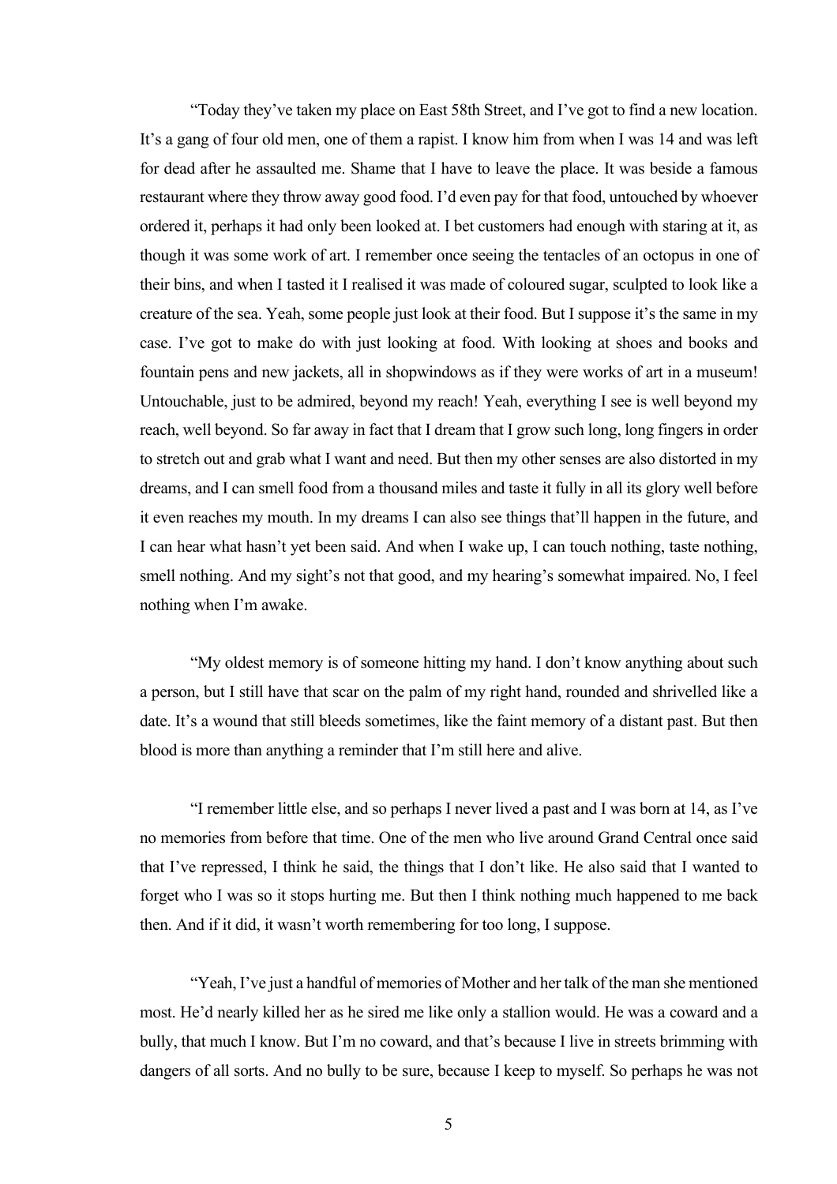"Today they've taken my place on East 58th Street, and I've got to find a new location. It's a gang of four old men, one of them a rapist. I know him from when I was 14 and was left for dead after he assaulted me. Shame that I have to leave the place. It was beside a famous restaurant where they throw away good food. I'd even pay for that food, untouched by whoever ordered it, perhaps it had only been looked at. I bet customers had enough with staring at it, as though it was some work of art. I remember once seeing the tentacles of an octopus in one of their bins, and when I tasted it I realised it was made of coloured sugar, sculpted to look like a creature of the sea. Yeah, some people just look at their food. But I suppose it's the same in my case. I've got to make do with just looking at food. With looking at shoes and books and fountain pens and new jackets, all in shopwindows as if they were works of art in a museum! Untouchable, just to be admired, beyond my reach! Yeah, everything I see is well beyond my reach, well beyond. So far away in fact that I dream that I grow such long, long fingers in order to stretch out and grab what I want and need. But then my other senses are also distorted in my dreams, and I can smell food from a thousand miles and taste it fully in all its glory well before it even reaches my mouth. In my dreams I can also see things that'll happen in the future, and I can hear what hasn't yet been said. And when I wake up, I can touch nothing, taste nothing, smell nothing. And my sight's not that good, and my hearing's somewhat impaired. No, I feel nothing when I'm awake.

"My oldest memory is of someone hitting my hand. I don't know anything about such a person, but I still have that scar on the palm of my right hand, rounded and shrivelled like a date. It's a wound that still bleeds sometimes, like the faint memory of a distant past. But then blood is more than anything a reminder that I'm still here and alive.

"I remember little else, and so perhaps I never lived a past and I was born at 14, as I've no memories from before that time. One of the men who live around Grand Central once said that I've repressed, I think he said, the things that I don't like. He also said that I wanted to forget who I was so it stops hurting me. But then I think nothing much happened to me back then. And if it did, it wasn't worth remembering for too long, I suppose.

"Yeah, I've just a handful of memories of Mother and her talk of the man she mentioned most. He'd nearly killed her as he sired me like only a stallion would. He was a coward and a bully, that much I know. But I'm no coward, and that's because I live in streets brimming with dangers of all sorts. And no bully to be sure, because I keep to myself. So perhaps he was not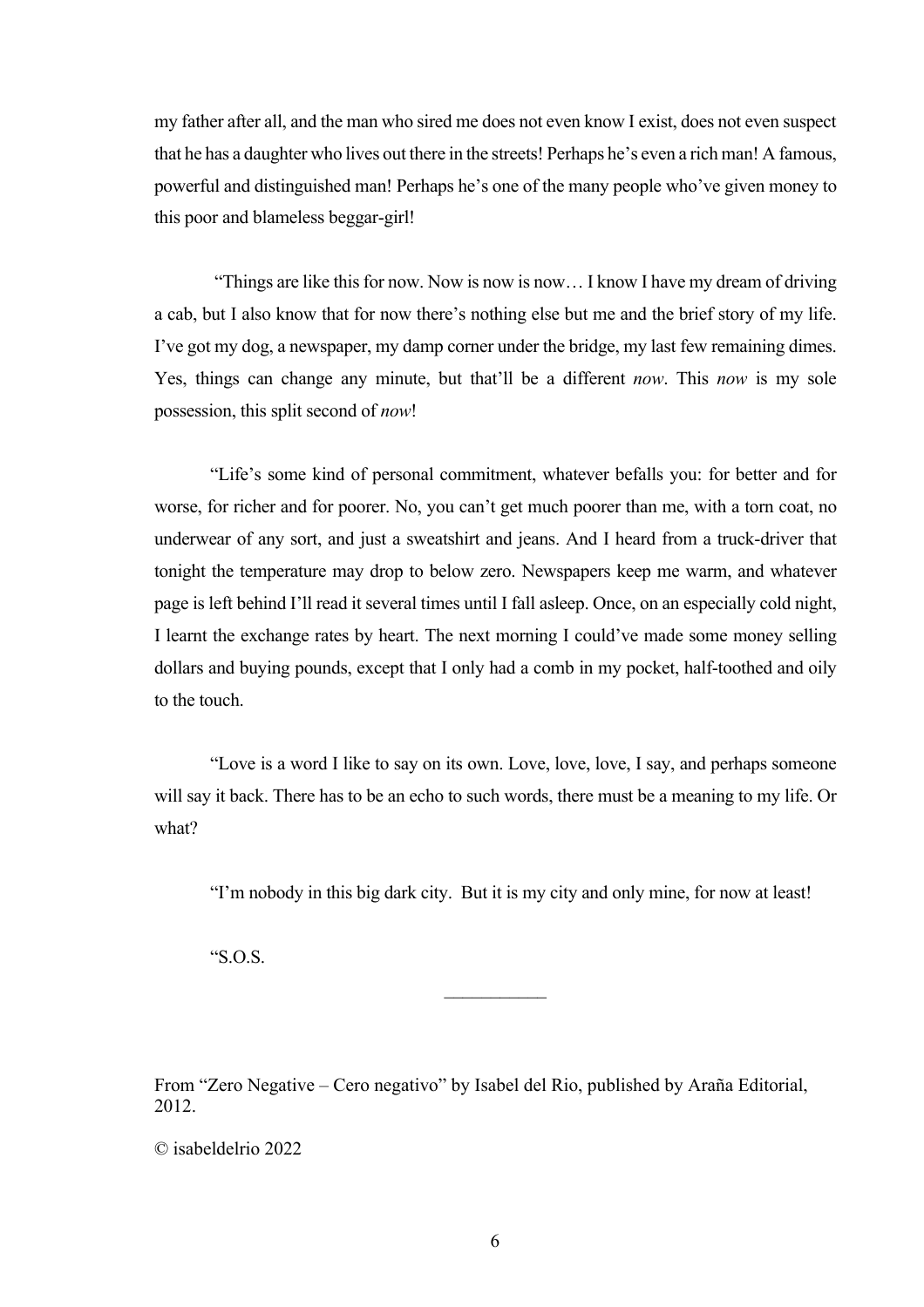my father after all, and the man who sired me does not even know I exist, does not even suspect that he has a daughter who lives out there in the streets! Perhaps he's even a rich man! A famous, powerful and distinguished man! Perhaps he's one of the many people who've given money to this poor and blameless beggar-girl!

"Things are like this for now. Now is now is now… I know I have my dream of driving a cab, but I also know that for now there's nothing else but me and the brief story of my life. I've got my dog, a newspaper, my damp corner under the bridge, my last few remaining dimes. Yes, things can change any minute, but that'll be a different *now*. This *now* is my sole possession, this split second of *now*!

"Life's some kind of personal commitment, whatever befalls you: for better and for worse, for richer and for poorer. No, you can't get much poorer than me, with a torn coat, no underwear of any sort, and just a sweatshirt and jeans. And I heard from a truck-driver that tonight the temperature may drop to below zero. Newspapers keep me warm, and whatever page is left behind I'll read it several times until I fall asleep. Once, on an especially cold night, I learnt the exchange rates by heart. The next morning I could've made some money selling dollars and buying pounds, except that I only had a comb in my pocket, half-toothed and oily to the touch.

"Love is a word I like to say on its own. Love, love, love, I say, and perhaps someone will say it back. There has to be an echo to such words, there must be a meaning to my life. Or what?

"I'm nobody in this big dark city. But it is my city and only mine, for now at least!

"S.O.S.

---

From "Zero Negative – Cero negativo" by Isabel del Rio, published by Araña Editorial, 2012.

© isabeldelrio 2022